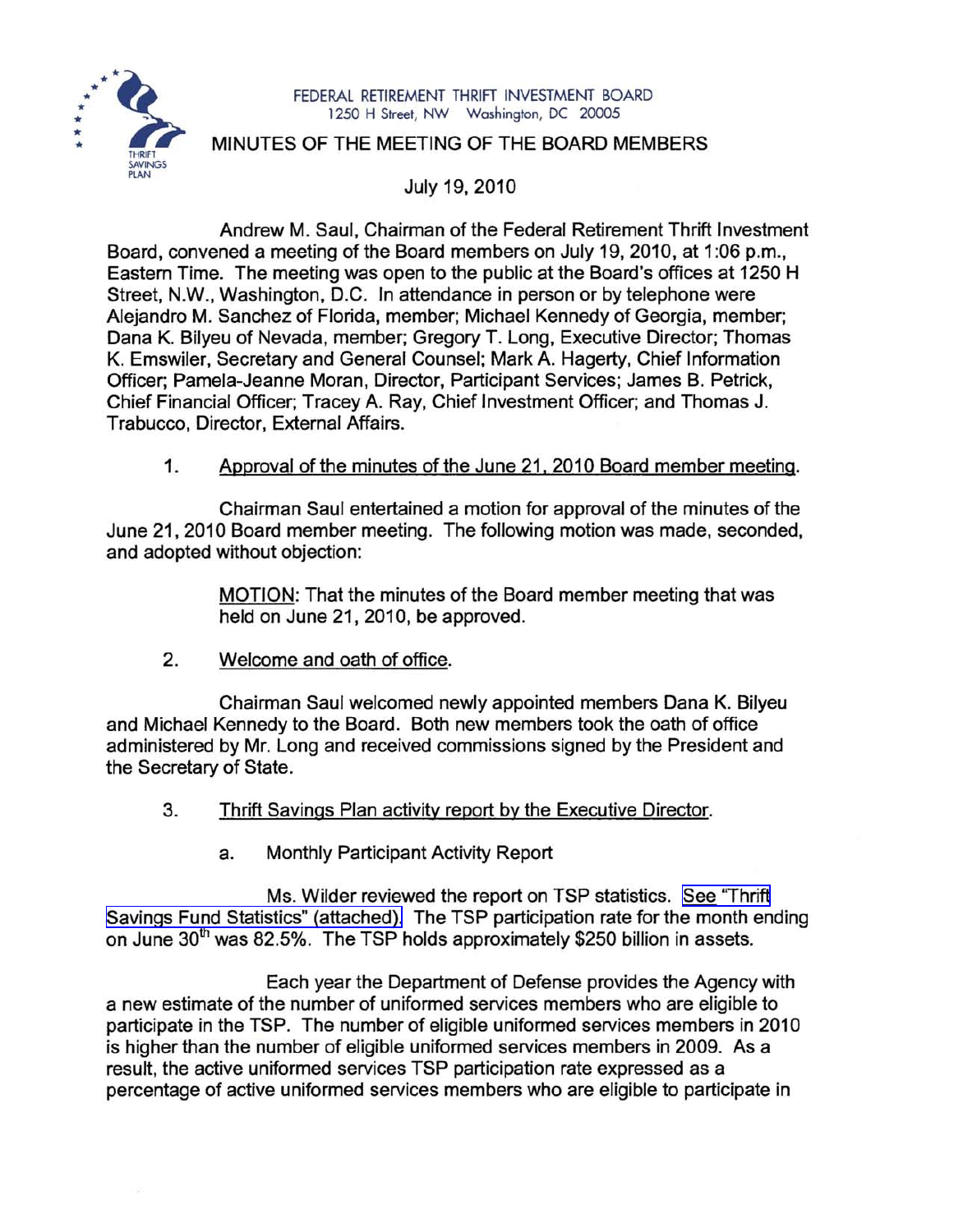FEDERAL RETIREMENT THRIFT INVESTMENT BOARD
1250 H Street, NW Washington, DC 20005

# MINUTES OF THE MEETING OF THE BOARD MEMBERS

July 19, 2010

Andrew M. Saul, Chairman of the Federal Retirement Thrift Investment Board, convened a meeting of the Board members on July 19, 2010, at 1:06 p.m., Eastern Time. The meeting was open to the public at the Board's offices at 1250 H Street, N.W., Washington, D.C. In attendance in person or by telephone were Alejandro M. Sanchez of Florida, member; Michael Kennedy of Georgia, member; Dana K. Bilyeu of Nevada, member; Gregory T. Long, Executive Director; Thomas K. Emswiler, Secretary and General Counsel; Mark A. Hagerty, Chief Information Officer; Pamela-Jeanne Moran, Director, Participant Services; James B. Petrick, Chief Financial Officer; Tracey A. Ray, Chief Investment Officer; and Thomas J. Trabucco, Director, External Affairs.

1. Approval of the minutes of the June 21, 2010 Board member meeting.

Chairman Saul entertained a motion for approval of the minutes of the June 21, 2010 Board member meeting. The following motion was made, seconded, and adopted without objection:

> MOTION: That the minutes of the Board member meeting that was held on June 21, 2010, be approved.

2. Welcome and oath of office.

Chairman Saul welcomed newly appointed members Dana K. Bilyeu and Michael Kennedy to the Board. Both new members took the oath of office administered by Mr. Long and received commissions signed by the President and the Secretary of State.

3. Thrift Savings Plan activity report by the Executive Director.

   a. Monthly Participant Activity Report

Ms. Wilder reviewed the report on TSP statistics. See "Thrift Savings Fund Statistics" (attached). The TSP participation rate for the month ending on June 30th was 82.5%. The TSP holds approximately $250 billion in assets.

Each year the Department of Defense provides the Agency with a new estimate of the number of uniformed services members who are eligible to participate in the TSP. The number of eligible uniformed services members in 2010 is higher than the number of eligible uniformed services members in 2009. As a result, the active uniformed services TSP participation rate expressed as a percentage of active uniformed services members who are eligible to participate in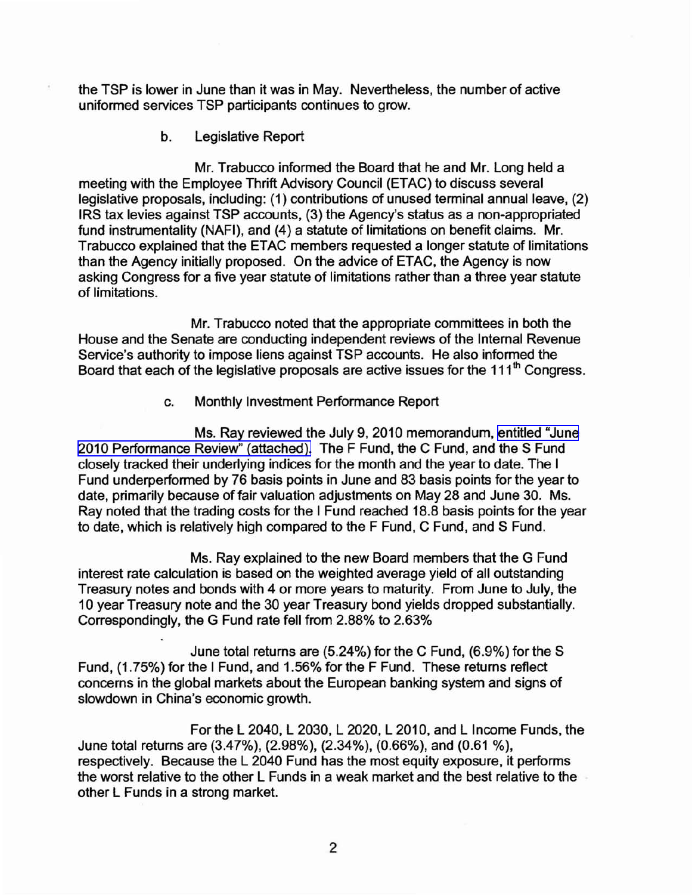the TSP is lower in June than it was in May. Nevertheless, the number of active uniformed services TSP participants continues to grow.

b. Legislative Report

Mr. Trabucco informed the Board that he and Mr. Long held a meeting with the Employee Thrift Advisory Council (ETAC) to discuss several legislative proposals, including: (1) contributions of unused terminal annual leave, (2) IRS tax levies against TSP accounts, (3) the Agency's status as a non-appropriated fund instrumentality (NAFI), and (4) a statute of limitations on benefit claims. Mr. Trabucco explained that the ETAC members requested a longer statute of limitations than the Agency initially proposed. On the advice of ETAC, the Agency is now asking Congress for a five year statute of limitations rather than a three year statute of limitations.

Mr. Trabucco noted that the appropriate committees in both the House and the Senate are conducting independent reviews of the Internal Revenue Service's authority to impose liens against TSP accounts. He also informed the Board that each of the legislative proposals are active issues for the 111th Congress.

c. Monthly Investment Performance Report

Ms. Ray reviewed the July 9, 2010 memorandum, entitled "June 2010 Performance Review" (attached). The F Fund, the C Fund, and the S Fund closely tracked their underlying indices for the month and the year to date. The I Fund underperformed by 76 basis points in June and 83 basis points for the year to date, primarily because of fair valuation adjustments on May 28 and June 30. Ms. Ray noted that the trading costs for the I Fund reached 18.8 basis points for the year to date, which is relatively high compared to the F Fund, C Fund, and S Fund.

Ms. Ray explained to the new Board members that the G Fund interest rate calculation is based on the weighted average yield of all outstanding Treasury notes and bonds with 4 or more years to maturity. From June to July, the 10 year Treasury note and the 30 year Treasury bond yields dropped substantially. Correspondingly, the G Fund rate fell from 2.88% to 2.63%

June total returns are (5.24%) for the C Fund, (6.9%) for the S Fund, (1.75%) for the I Fund, and 1.56% for the F Fund. These returns reflect concerns in the global markets about the European banking system and signs of slowdown in China's economic growth.

For the L 2040, L 2030, L 2020, L 2010, and L Income Funds, the June total returns are (3.47%), (2.98%), (2.34%), (0.66%), and (0.61 %), respectively. Because the L 2040 Fund has the most equity exposure, it performs the worst relative to the other L Funds in a weak market and the best relative to the other L Funds in a strong market.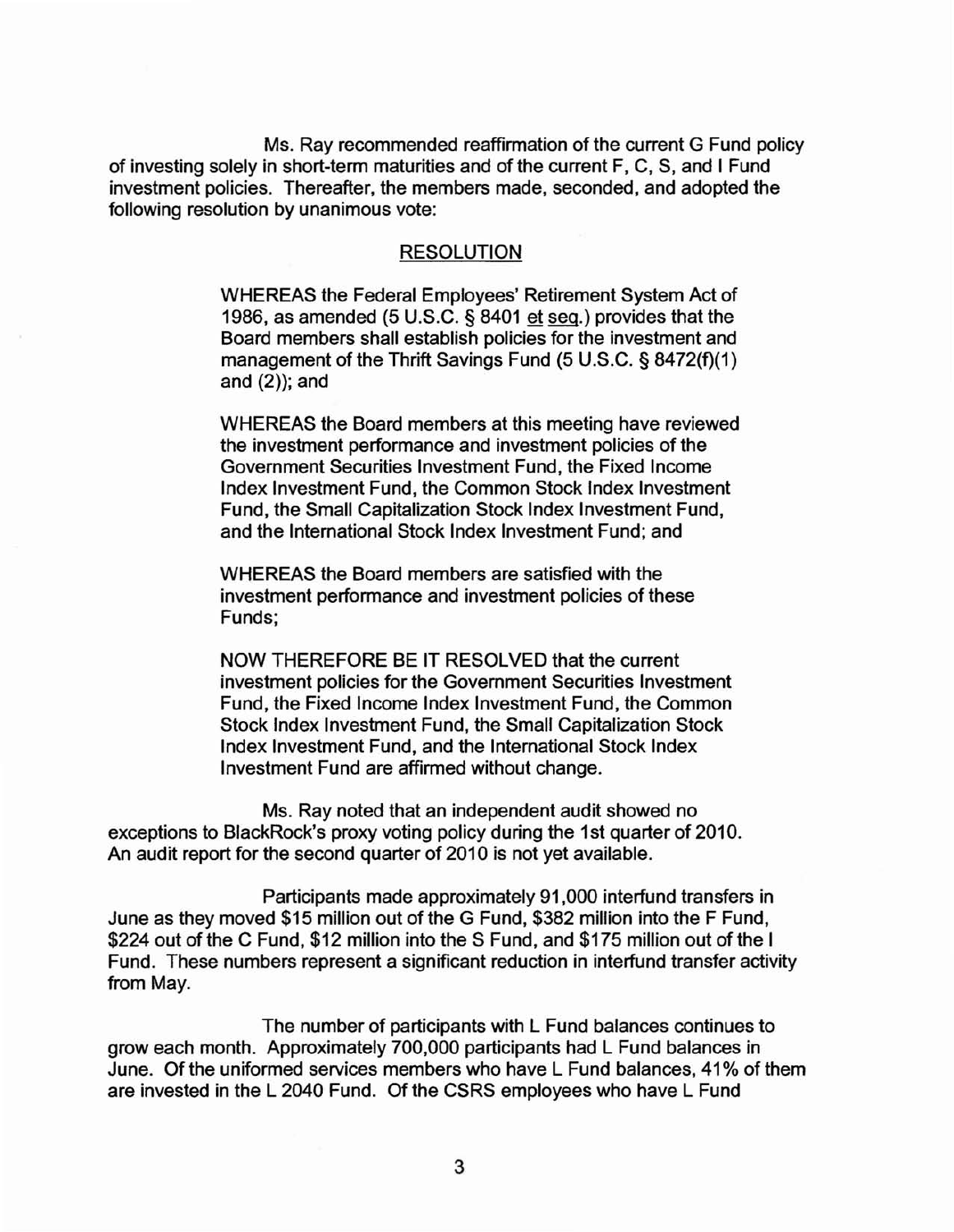Ms. Ray recommended reaffirmation of the current G Fund policy of investing solely in short-term maturities and of the current F, C, S, and I Fund investment policies. Thereafter, the members made, seconded, and adopted the following resolution by unanimous vote:

RESOLUTION

> WHEREAS the Federal Employees' Retirement System Act of 1986, as amended (5 U.S.C. § 8401 et seq.) provides that the Board members shall establish policies for the investment and management of the Thrift Savings Fund (5 U.S.C. § 8472(f)(1) and (2)); and
>
> WHEREAS the Board members at this meeting have reviewed the investment performance and investment policies of the Government Securities Investment Fund, the Fixed Income Index Investment Fund, the Common Stock Index Investment Fund, the Small Capitalization Stock Index Investment Fund, and the International Stock Index Investment Fund; and
>
> WHEREAS the Board members are satisfied with the investment performance and investment policies of these Funds;
>
> NOW THEREFORE BE IT RESOLVED that the current investment policies for the Government Securities Investment Fund, the Fixed Income Index Investment Fund, the Common Stock Index Investment Fund, the Small Capitalization Stock Index Investment Fund, and the International Stock Index Investment Fund are affirmed without change.

Ms. Ray noted that an independent audit showed no exceptions to BlackRock's proxy voting policy during the 1st quarter of 2010. An audit report for the second quarter of 2010 is not yet available.

Participants made approximately 91,000 interfund transfers in June as they moved $15 million out of the G Fund, $382 million into the F Fund, $224 out of the C Fund, $12 million into the S Fund, and $175 million out of the I Fund. These numbers represent a significant reduction in interfund transfer activity from May.

The number of participants with L Fund balances continues to grow each month. Approximately 700,000 participants had L Fund balances in June. Of the uniformed services members who have L Fund balances, 41% of them are invested in the L 2040 Fund. Of the CSRS employees who have L Fund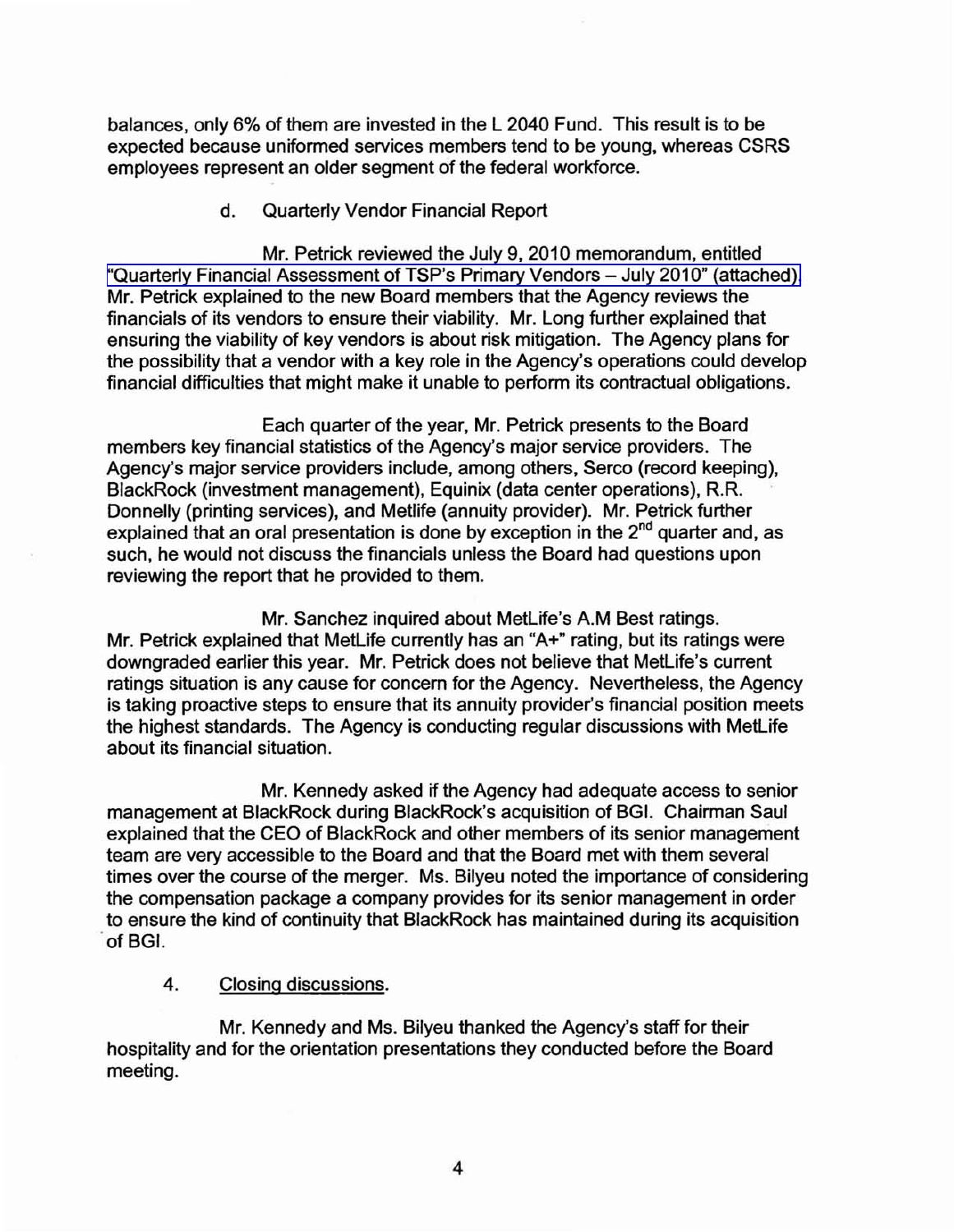balances, only 6% of them are invested in the L 2040 Fund. This result is to be expected because uniformed services members tend to be young, whereas CSRS employees represent an older segment of the federal workforce.

d. Quarterly Vendor Financial Report

Mr. Petrick reviewed the July 9, 2010 memorandum, entitled "Quarterly Financial Assessment of TSP's Primary Vendors – July 2010" (attached). Mr. Petrick explained to the new Board members that the Agency reviews the financials of its vendors to ensure their viability. Mr. Long further explained that ensuring the viability of key vendors is about risk mitigation. The Agency plans for the possibility that a vendor with a key role in the Agency's operations could develop financial difficulties that might make it unable to perform its contractual obligations.

Each quarter of the year, Mr. Petrick presents to the Board members key financial statistics of the Agency's major service providers. The Agency's major service providers include, among others, Serco (record keeping), BlackRock (investment management), Equinix (data center operations), R.R. Donnelly (printing services), and Metlife (annuity provider). Mr. Petrick further explained that an oral presentation is done by exception in the 2nd quarter and, as such, he would not discuss the financials unless the Board had questions upon reviewing the report that he provided to them.

Mr. Sanchez inquired about MetLife's A.M Best ratings. Mr. Petrick explained that MetLife currently has an "A+" rating, but its ratings were downgraded earlier this year. Mr. Petrick does not believe that MetLife's current ratings situation is any cause for concern for the Agency. Nevertheless, the Agency is taking proactive steps to ensure that its annuity provider's financial position meets the highest standards. The Agency is conducting regular discussions with MetLife about its financial situation.

Mr. Kennedy asked if the Agency had adequate access to senior management at BlackRock during BlackRock's acquisition of BGI. Chairman Saul explained that the CEO of BlackRock and other members of its senior management team are very accessible to the Board and that the Board met with them several times over the course of the merger. Ms. Bilyeu noted the importance of considering the compensation package a company provides for its senior management in order to ensure the kind of continuity that BlackRock has maintained during its acquisition of BGI.

4. <u>Closing discussions</u>.

Mr. Kennedy and Ms. Bilyeu thanked the Agency's staff for their hospitality and for the orientation presentations they conducted before the Board meeting.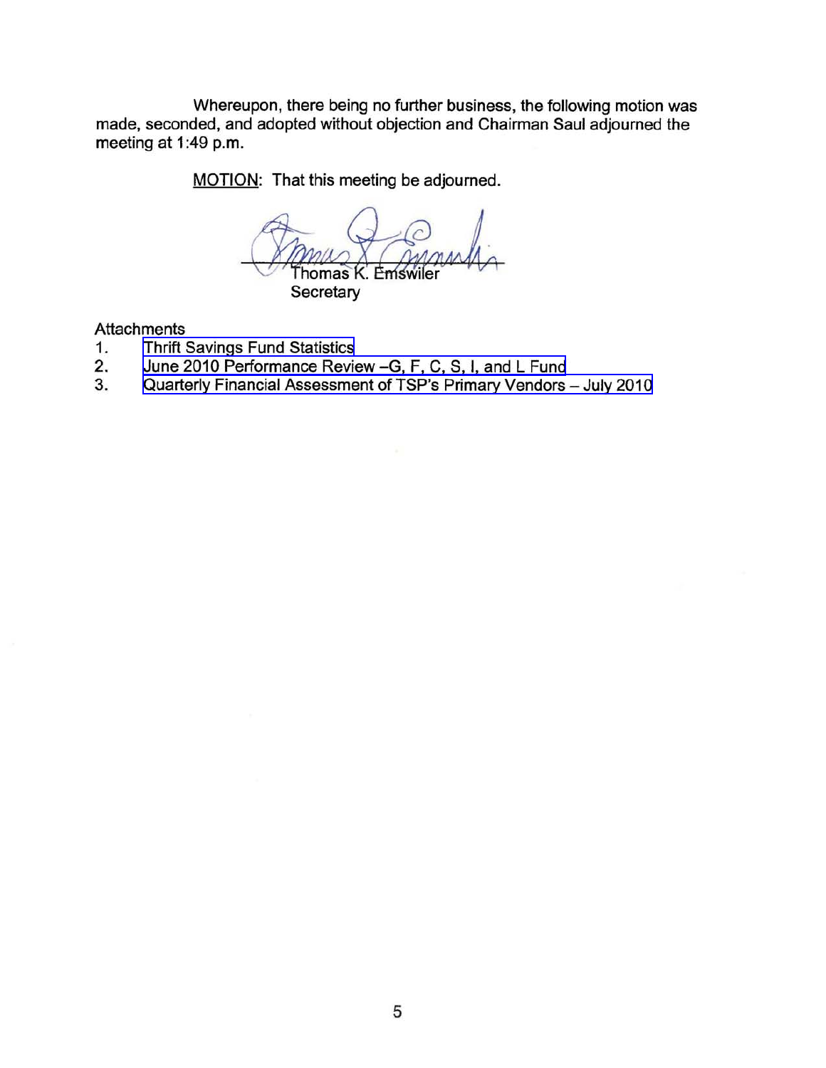Whereupon, there being no further business, the following motion was made, seconded, and adopted without objection and Chairman Saul adjourned the meeting at 1:49 p.m.

MOTION: That this meeting be adjourned.

Thomas K. Emswiler
Secretary

Attachments

1. Thrift Savings Fund Statistics
2. June 2010 Performance Review –G, F, C, S, I, and L Fund
3. Quarterly Financial Assessment of TSP's Primary Vendors – July 2010